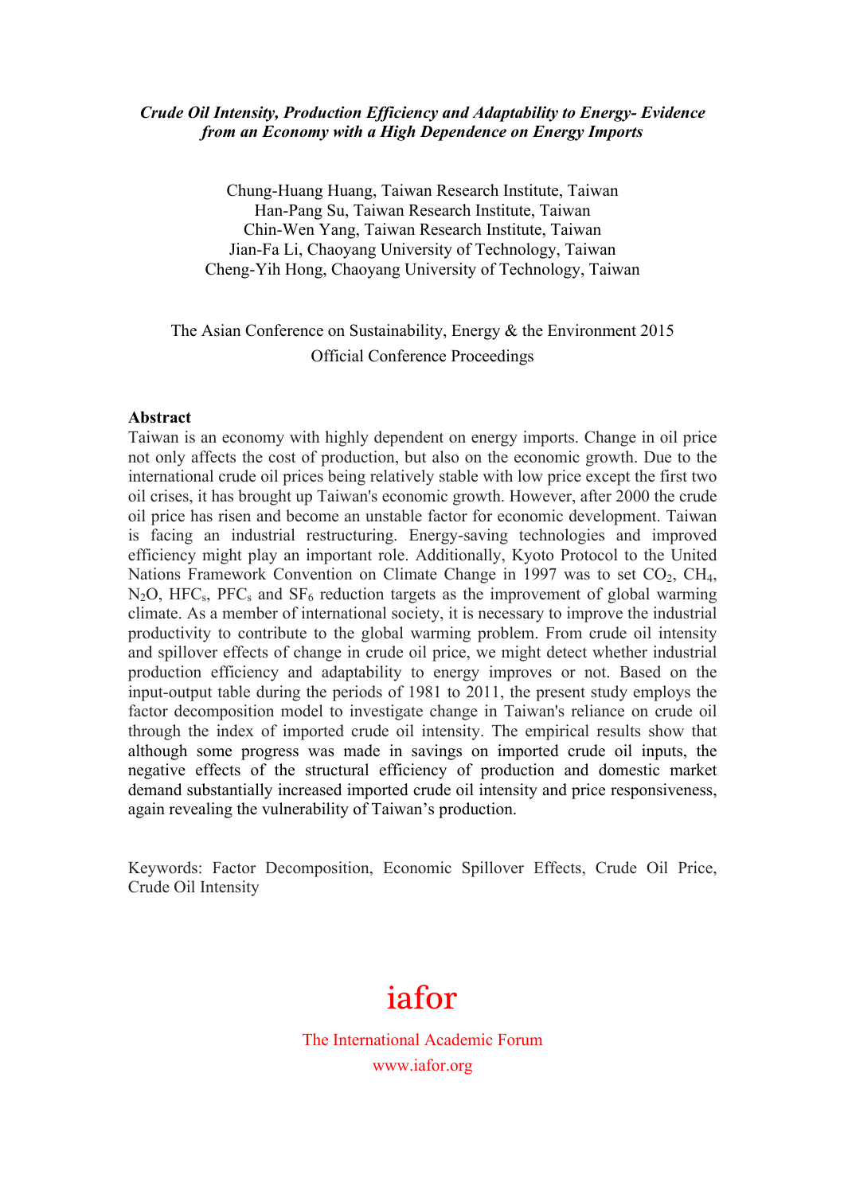***Crude Oil Intensity, Production Efficiency and Adaptability to Energy- Evidence from an Economy with a High Dependence on Energy Imports***

Chung-Huang Huang, Taiwan Research Institute, Taiwan
Han-Pang Su, Taiwan Research Institute, Taiwan
Chin-Wen Yang, Taiwan Research Institute, Taiwan
Jian-Fa Li, Chaoyang University of Technology, Taiwan
Cheng-Yih Hong, Chaoyang University of Technology, Taiwan

The Asian Conference on Sustainability, Energy & the Environment 2015
Official Conference Proceedings

**Abstract**

Taiwan is an economy with highly dependent on energy imports. Change in oil price not only affects the cost of production, but also on the economic growth. Due to the international crude oil prices being relatively stable with low price except the first two oil crises, it has brought up Taiwan's economic growth. However, after 2000 the crude oil price has risen and become an unstable factor for economic development. Taiwan is facing an industrial restructuring. Energy-saving technologies and improved efficiency might play an important role. Additionally, Kyoto Protocol to the United Nations Framework Convention on Climate Change in 1997 was to set $CO_2$, $CH_4$, $N_2O$, $HFC_s$, $PFC_s$ and $SF_6$ reduction targets as the improvement of global warming climate. As a member of international society, it is necessary to improve the industrial productivity to contribute to the global warming problem. From crude oil intensity and spillover effects of change in crude oil price, we might detect whether industrial production efficiency and adaptability to energy improves or not. Based on the input-output table during the periods of 1981 to 2011, the present study employs the factor decomposition model to investigate change in Taiwan's reliance on crude oil through the index of imported crude oil intensity. The empirical results show that although some progress was made in savings on imported crude oil inputs, the negative effects of the structural efficiency of production and domestic market demand substantially increased imported crude oil intensity and price responsiveness, again revealing the vulnerability of Taiwan's production.

Keywords: Factor Decomposition, Economic Spillover Effects, Crude Oil Price, Crude Oil Intensity

iafor

The International Academic Forum
www.iafor.org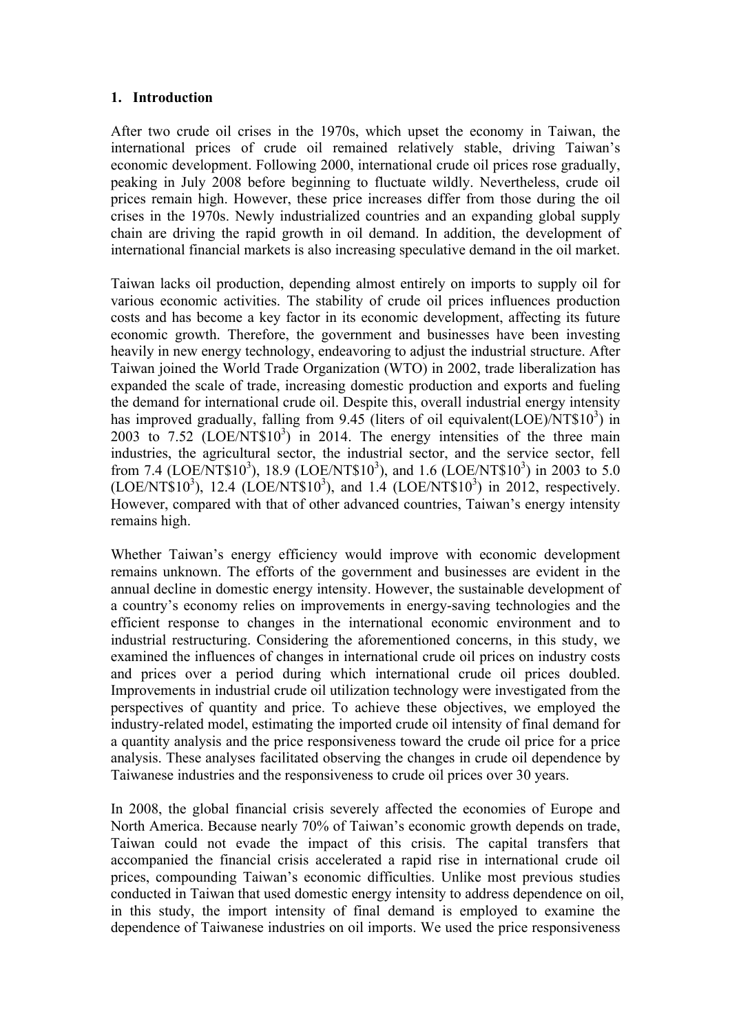## 1. Introduction

After two crude oil crises in the 1970s, which upset the economy in Taiwan, the international prices of crude oil remained relatively stable, driving Taiwan's economic development. Following 2000, international crude oil prices rose gradually, peaking in July 2008 before beginning to fluctuate wildly. Nevertheless, crude oil prices remain high. However, these price increases differ from those during the oil crises in the 1970s. Newly industrialized countries and an expanding global supply chain are driving the rapid growth in oil demand. In addition, the development of international financial markets is also increasing speculative demand in the oil market.

Taiwan lacks oil production, depending almost entirely on imports to supply oil for various economic activities. The stability of crude oil prices influences production costs and has become a key factor in its economic development, affecting its future economic growth. Therefore, the government and businesses have been investing heavily in new energy technology, endeavoring to adjust the industrial structure. After Taiwan joined the World Trade Organization (WTO) in 2002, trade liberalization has expanded the scale of trade, increasing domestic production and exports and fueling the demand for international crude oil. Despite this, overall industrial energy intensity has improved gradually, falling from 9.45 (liters of oil equivalent(LOE)/NT$$10^3$) in 2003 to 7.52 (LOE/NT$$10^3$) in 2014. The energy intensities of the three main industries, the agricultural sector, the industrial sector, and the service sector, fell from 7.4 (LOE/NT$$10^3$), 18.9 (LOE/NT$$10^3$), and 1.6 (LOE/NT$$10^3$) in 2003 to 5.0 (LOE/NT$$10^3$), 12.4 (LOE/NT$$10^3$), and 1.4 (LOE/NT$$10^3$) in 2012, respectively. However, compared with that of other advanced countries, Taiwan's energy intensity remains high.

Whether Taiwan's energy efficiency would improve with economic development remains unknown. The efforts of the government and businesses are evident in the annual decline in domestic energy intensity. However, the sustainable development of a country's economy relies on improvements in energy-saving technologies and the efficient response to changes in the international economic environment and to industrial restructuring. Considering the aforementioned concerns, in this study, we examined the influences of changes in international crude oil prices on industry costs and prices over a period during which international crude oil prices doubled. Improvements in industrial crude oil utilization technology were investigated from the perspectives of quantity and price. To achieve these objectives, we employed the industry-related model, estimating the imported crude oil intensity of final demand for a quantity analysis and the price responsiveness toward the crude oil price for a price analysis. These analyses facilitated observing the changes in crude oil dependence by Taiwanese industries and the responsiveness to crude oil prices over 30 years.

In 2008, the global financial crisis severely affected the economies of Europe and North America. Because nearly 70% of Taiwan's economic growth depends on trade, Taiwan could not evade the impact of this crisis. The capital transfers that accompanied the financial crisis accelerated a rapid rise in international crude oil prices, compounding Taiwan's economic difficulties. Unlike most previous studies conducted in Taiwan that used domestic energy intensity to address dependence on oil, in this study, the import intensity of final demand is employed to examine the dependence of Taiwanese industries on oil imports. We used the price responsiveness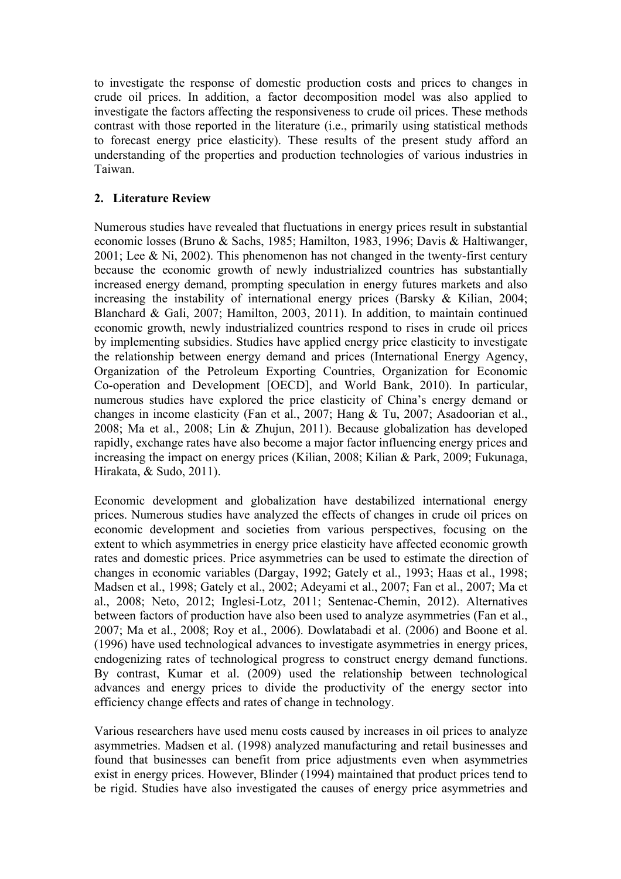to investigate the response of domestic production costs and prices to changes in crude oil prices. In addition, a factor decomposition model was also applied to investigate the factors affecting the responsiveness to crude oil prices. These methods contrast with those reported in the literature (i.e., primarily using statistical methods to forecast energy price elasticity). These results of the present study afford an understanding of the properties and production technologies of various industries in Taiwan.

## 2. Literature Review

Numerous studies have revealed that fluctuations in energy prices result in substantial economic losses (Bruno & Sachs, 1985; Hamilton, 1983, 1996; Davis & Haltiwanger, 2001; Lee & Ni, 2002). This phenomenon has not changed in the twenty-first century because the economic growth of newly industrialized countries has substantially increased energy demand, prompting speculation in energy futures markets and also increasing the instability of international energy prices (Barsky & Kilian, 2004; Blanchard & Gali, 2007; Hamilton, 2003, 2011). In addition, to maintain continued economic growth, newly industrialized countries respond to rises in crude oil prices by implementing subsidies. Studies have applied energy price elasticity to investigate the relationship between energy demand and prices (International Energy Agency, Organization of the Petroleum Exporting Countries, Organization for Economic Co-operation and Development [OECD], and World Bank, 2010). In particular, numerous studies have explored the price elasticity of China's energy demand or changes in income elasticity (Fan et al., 2007; Hang & Tu, 2007; Asadoorian et al., 2008; Ma et al., 2008; Lin & Zhujun, 2011). Because globalization has developed rapidly, exchange rates have also become a major factor influencing energy prices and increasing the impact on energy prices (Kilian, 2008; Kilian & Park, 2009; Fukunaga, Hirakata, & Sudo, 2011).

Economic development and globalization have destabilized international energy prices. Numerous studies have analyzed the effects of changes in crude oil prices on economic development and societies from various perspectives, focusing on the extent to which asymmetries in energy price elasticity have affected economic growth rates and domestic prices. Price asymmetries can be used to estimate the direction of changes in economic variables (Dargay, 1992; Gately et al., 1993; Haas et al., 1998; Madsen et al., 1998; Gately et al., 2002; Adeyami et al., 2007; Fan et al., 2007; Ma et al., 2008; Neto, 2012; Inglesi-Lotz, 2011; Sentenac-Chemin, 2012). Alternatives between factors of production have also been used to analyze asymmetries (Fan et al., 2007; Ma et al., 2008; Roy et al., 2006). Dowlatabadi et al. (2006) and Boone et al. (1996) have used technological advances to investigate asymmetries in energy prices, endogenizing rates of technological progress to construct energy demand functions. By contrast, Kumar et al. (2009) used the relationship between technological advances and energy prices to divide the productivity of the energy sector into efficiency change effects and rates of change in technology.

Various researchers have used menu costs caused by increases in oil prices to analyze asymmetries. Madsen et al. (1998) analyzed manufacturing and retail businesses and found that businesses can benefit from price adjustments even when asymmetries exist in energy prices. However, Blinder (1994) maintained that product prices tend to be rigid. Studies have also investigated the causes of energy price asymmetries and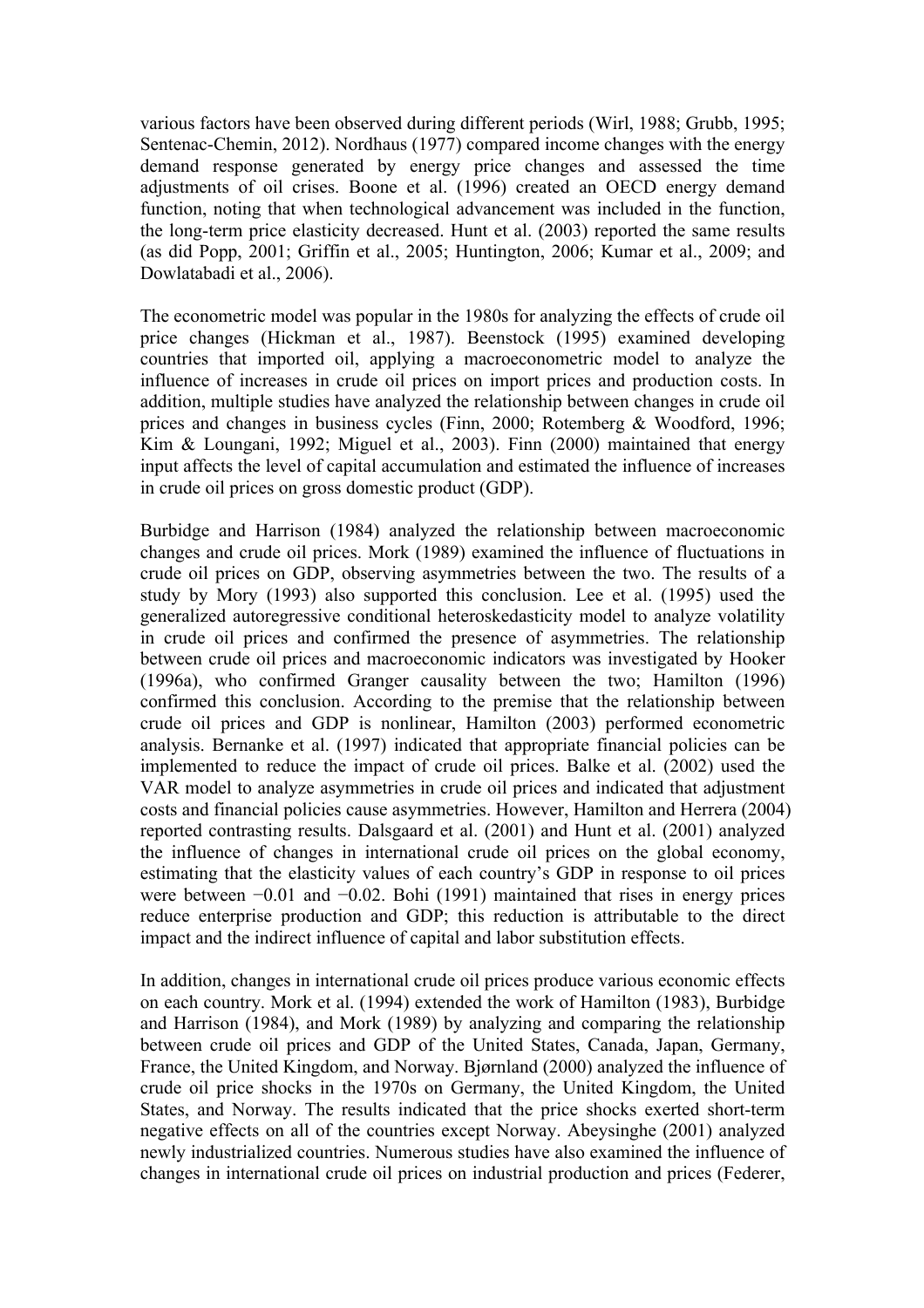various factors have been observed during different periods (Wirl, 1988; Grubb, 1995; Sentenac-Chemin, 2012). Nordhaus (1977) compared income changes with the energy demand response generated by energy price changes and assessed the time adjustments of oil crises. Boone et al. (1996) created an OECD energy demand function, noting that when technological advancement was included in the function, the long-term price elasticity decreased. Hunt et al. (2003) reported the same results (as did Popp, 2001; Griffin et al., 2005; Huntington, 2006; Kumar et al., 2009; and Dowlatabadi et al., 2006).

The econometric model was popular in the 1980s for analyzing the effects of crude oil price changes (Hickman et al., 1987). Beenstock (1995) examined developing countries that imported oil, applying a macroeconometric model to analyze the influence of increases in crude oil prices on import prices and production costs. In addition, multiple studies have analyzed the relationship between changes in crude oil prices and changes in business cycles (Finn, 2000; Rotemberg & Woodford, 1996; Kim & Loungani, 1992; Miguel et al., 2003). Finn (2000) maintained that energy input affects the level of capital accumulation and estimated the influence of increases in crude oil prices on gross domestic product (GDP).

Burbidge and Harrison (1984) analyzed the relationship between macroeconomic changes and crude oil prices. Mork (1989) examined the influence of fluctuations in crude oil prices on GDP, observing asymmetries between the two. The results of a study by Mory (1993) also supported this conclusion. Lee et al. (1995) used the generalized autoregressive conditional heteroskedasticity model to analyze volatility in crude oil prices and confirmed the presence of asymmetries. The relationship between crude oil prices and macroeconomic indicators was investigated by Hooker (1996a), who confirmed Granger causality between the two; Hamilton (1996) confirmed this conclusion. According to the premise that the relationship between crude oil prices and GDP is nonlinear, Hamilton (2003) performed econometric analysis. Bernanke et al. (1997) indicated that appropriate financial policies can be implemented to reduce the impact of crude oil prices. Balke et al. (2002) used the VAR model to analyze asymmetries in crude oil prices and indicated that adjustment costs and financial policies cause asymmetries. However, Hamilton and Herrera (2004) reported contrasting results. Dalsgaard et al. (2001) and Hunt et al. (2001) analyzed the influence of changes in international crude oil prices on the global economy, estimating that the elasticity values of each country's GDP in response to oil prices were between −0.01 and −0.02. Bohi (1991) maintained that rises in energy prices reduce enterprise production and GDP; this reduction is attributable to the direct impact and the indirect influence of capital and labor substitution effects.

In addition, changes in international crude oil prices produce various economic effects on each country. Mork et al. (1994) extended the work of Hamilton (1983), Burbidge and Harrison (1984), and Mork (1989) by analyzing and comparing the relationship between crude oil prices and GDP of the United States, Canada, Japan, Germany, France, the United Kingdom, and Norway. Bjørnland (2000) analyzed the influence of crude oil price shocks in the 1970s on Germany, the United Kingdom, the United States, and Norway. The results indicated that the price shocks exerted short-term negative effects on all of the countries except Norway. Abeysinghe (2001) analyzed newly industrialized countries. Numerous studies have also examined the influence of changes in international crude oil prices on industrial production and prices (Federer,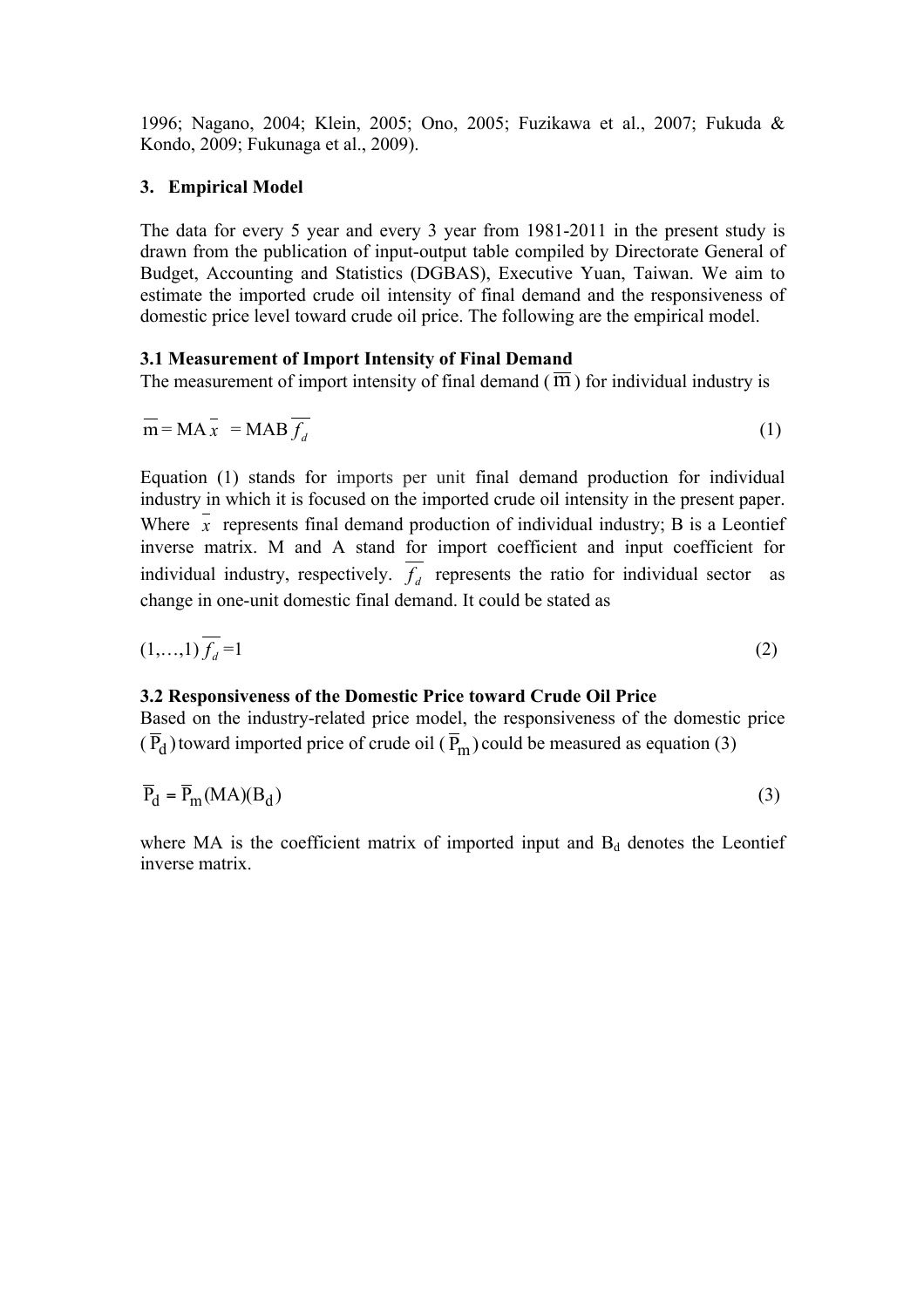1996; Nagano, 2004; Klein, 2005; Ono, 2005; Fuzikawa et al., 2007; Fukuda & Kondo, 2009; Fukunaga et al., 2009).

## 3. Empirical Model

The data for every 5 year and every 3 year from 1981-2011 in the present study is drawn from the publication of input-output table compiled by Directorate General of Budget, Accounting and Statistics (DGBAS), Executive Yuan, Taiwan. We aim to estimate the imported crude oil intensity of final demand and the responsiveness of domestic price level toward crude oil price. The following are the empirical model.

### 3.1 Measurement of Import Intensity of Final Demand

The measurement of import intensity of final demand ($\overline{\mathrm{m}}$) for individual industry is

$$\overline{\mathrm{m}} = \mathrm{MA}\,\overline{x} \;= \mathrm{MAB}\,\overline{f_d} \tag{1}$$

Equation (1) stands for imports per unit final demand production for individual industry in which it is focused on the imported crude oil intensity in the present paper. Where $\overline{x}$ represents final demand production of individual industry; B is a Leontief inverse matrix. M and A stand for import coefficient and input coefficient for individual industry, respectively. $\overline{f_d}$ represents the ratio for individual sector as change in one-unit domestic final demand. It could be stated as

$$(1,\ldots,1)\,\overline{f_d} = 1 \tag{2}$$

### 3.2 Responsiveness of the Domestic Price toward Crude Oil Price

Based on the industry-related price model, the responsiveness of the domestic price ($\overline{\mathrm{P}}_{\mathrm{d}}$) toward imported price of crude oil ($\overline{\mathrm{P}}_{\mathrm{m}}$) could be measured as equation (3)

$$\overline{\mathrm{P}}_{\mathrm{d}} = \overline{\mathrm{P}}_{\mathrm{m}}(\mathrm{MA})(\mathrm{B}_{\mathrm{d}}) \tag{3}$$

where MA is the coefficient matrix of imported input and $\mathrm{B}_{\mathrm{d}}$ denotes the Leontief inverse matrix.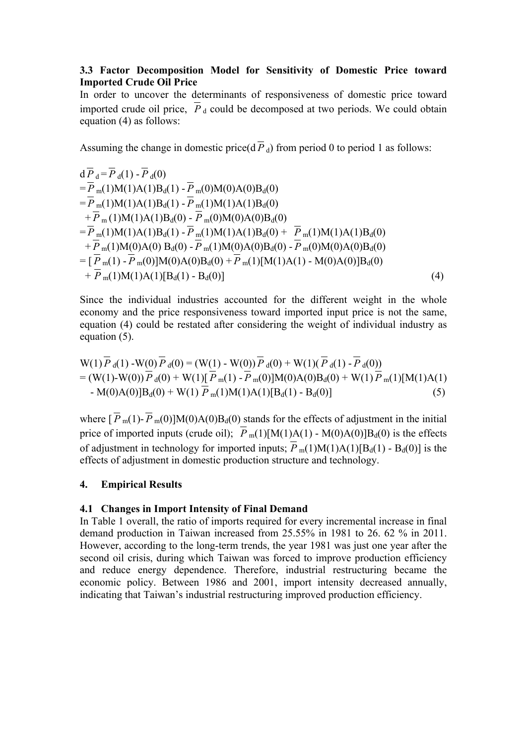### 3.3 Factor Decomposition Model for Sensitivity of Domestic Price toward Imported Crude Oil Price

In order to uncover the determinants of responsiveness of domestic price toward imported crude oil price, $\overline{P}_d$ could be decomposed at two periods. We could obtain equation (4) as follows:

Assuming the change in domestic price($d\overline{P}_d$) from period 0 to period 1 as follows:

$$
\begin{aligned}
d\overline{P}_d &= \overline{P}_d(1) - \overline{P}_d(0) \\
&= \overline{P}_m(1)M(1)A(1)B_d(1) - \overline{P}_m(0)M(0)A(0)B_d(0) \\
&= \overline{P}_m(1)M(1)A(1)B_d(1) - \overline{P}_m(1)M(1)A(1)B_d(0) \\
&\quad + \overline{P}_m(1)M(1)A(1)B_d(0) - \overline{P}_m(0)M(0)A(0)B_d(0) \\
&= \overline{P}_m(1)M(1)A(1)B_d(1) - \overline{P}_m(1)M(1)A(1)B_d(0) + \overline{P}_m(1)M(1)A(1)B_d(0) \\
&\quad + \overline{P}_m(1)M(0)A(0)B_d(0) - \overline{P}_m(1)M(0)A(0)B_d(0) - \overline{P}_m(0)M(0)A(0)B_d(0) \\
&= [\overline{P}_m(1) - \overline{P}_m(0)]M(0)A(0)B_d(0) + \overline{P}_m(1)[M(1)A(1) - M(0)A(0)]B_d(0) \\
&\quad + \overline{P}_m(1)M(1)A(1)[B_d(1) - B_d(0)] \qquad (4)
\end{aligned}
$$

Since the individual industries accounted for the different weight in the whole economy and the price responsiveness toward imported input price is not the same, equation (4) could be restated after considering the weight of individual industry as equation (5).

$$
\begin{aligned}
W(1)\overline{P}_d(1) - W(0)\overline{P}_d(0) &= (W(1) - W(0))\overline{P}_d(0) + W(1)(\overline{P}_d(1) - \overline{P}_d(0)) \\
&= (W(1)-W(0))\overline{P}_d(0) + W(1)[\overline{P}_m(1) - \overline{P}_m(0)]M(0)A(0)B_d(0) + W(1)\overline{P}_m(1)[M(1)A(1) \\
&\quad - M(0)A(0)]B_d(0) + W(1)\overline{P}_m(1)M(1)A(1)[B_d(1) - B_d(0)] \qquad (5)
\end{aligned}
$$

where $[\overline{P}_m(1) - \overline{P}_m(0)]M(0)A(0)B_d(0)$ stands for the effects of adjustment in the initial price of imported inputs (crude oil); $\overline{P}_m(1)[M(1)A(1) - M(0)A(0)]B_d(0)$ is the effects of adjustment in technology for imported inputs; $\overline{P}_m(1)M(1)A(1)[B_d(1) - B_d(0)]$ is the effects of adjustment in domestic production structure and technology.

## 4. Empirical Results

### 4.1 Changes in Import Intensity of Final Demand

In Table 1 overall, the ratio of imports required for every incremental increase in final demand production in Taiwan increased from 25.55% in 1981 to 26. 62 % in 2011. However, according to the long-term trends, the year 1981 was just one year after the second oil crisis, during which Taiwan was forced to improve production efficiency and reduce energy dependence. Therefore, industrial restructuring became the economic policy. Between 1986 and 2001, import intensity decreased annually, indicating that Taiwan's industrial restructuring improved production efficiency.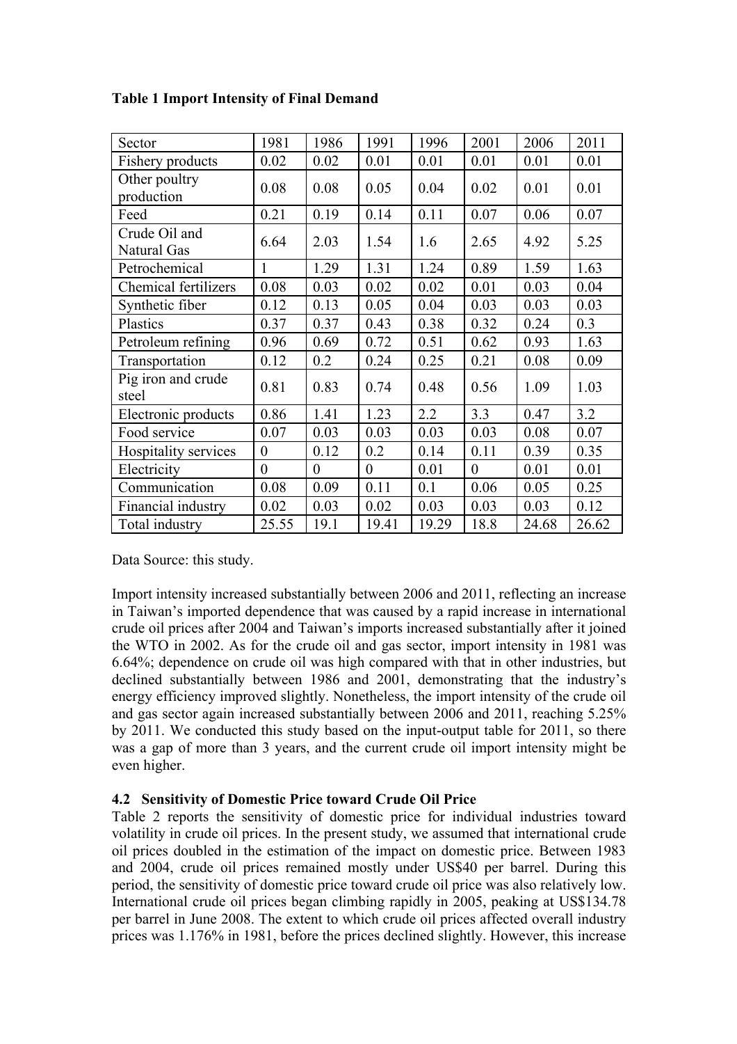**Table 1 Import Intensity of Final Demand**

| Sector | 1981 | 1986 | 1991 | 1996 | 2001 | 2006 | 2011 |
|---|---|---|---|---|---|---|---|
| Fishery products | 0.02 | 0.02 | 0.01 | 0.01 | 0.01 | 0.01 | 0.01 |
| Other poultry production | 0.08 | 0.08 | 0.05 | 0.04 | 0.02 | 0.01 | 0.01 |
| Feed | 0.21 | 0.19 | 0.14 | 0.11 | 0.07 | 0.06 | 0.07 |
| Crude Oil and Natural Gas | 6.64 | 2.03 | 1.54 | 1.6 | 2.65 | 4.92 | 5.25 |
| Petrochemical | 1 | 1.29 | 1.31 | 1.24 | 0.89 | 1.59 | 1.63 |
| Chemical fertilizers | 0.08 | 0.03 | 0.02 | 0.02 | 0.01 | 0.03 | 0.04 |
| Synthetic fiber | 0.12 | 0.13 | 0.05 | 0.04 | 0.03 | 0.03 | 0.03 |
| Plastics | 0.37 | 0.37 | 0.43 | 0.38 | 0.32 | 0.24 | 0.3 |
| Petroleum refining | 0.96 | 0.69 | 0.72 | 0.51 | 0.62 | 0.93 | 1.63 |
| Transportation | 0.12 | 0.2 | 0.24 | 0.25 | 0.21 | 0.08 | 0.09 |
| Pig iron and crude steel | 0.81 | 0.83 | 0.74 | 0.48 | 0.56 | 1.09 | 1.03 |
| Electronic products | 0.86 | 1.41 | 1.23 | 2.2 | 3.3 | 0.47 | 3.2 |
| Food service | 0.07 | 0.03 | 0.03 | 0.03 | 0.03 | 0.08 | 0.07 |
| Hospitality services | 0 | 0.12 | 0.2 | 0.14 | 0.11 | 0.39 | 0.35 |
| Electricity | 0 | 0 | 0 | 0.01 | 0 | 0.01 | 0.01 |
| Communication | 0.08 | 0.09 | 0.11 | 0.1 | 0.06 | 0.05 | 0.25 |
| Financial industry | 0.02 | 0.03 | 0.02 | 0.03 | 0.03 | 0.03 | 0.12 |
| Total industry | 25.55 | 19.1 | 19.41 | 19.29 | 18.8 | 24.68 | 26.62 |

Data Source: this study.

Import intensity increased substantially between 2006 and 2011, reflecting an increase in Taiwan's imported dependence that was caused by a rapid increase in international crude oil prices after 2004 and Taiwan's imports increased substantially after it joined the WTO in 2002. As for the crude oil and gas sector, import intensity in 1981 was 6.64%; dependence on crude oil was high compared with that in other industries, but declined substantially between 1986 and 2001, demonstrating that the industry's energy efficiency improved slightly. Nonetheless, the import intensity of the crude oil and gas sector again increased substantially between 2006 and 2011, reaching 5.25% by 2011. We conducted this study based on the input-output table for 2011, so there was a gap of more than 3 years, and the current crude oil import intensity might be even higher.

### 4.2 Sensitivity of Domestic Price toward Crude Oil Price

Table 2 reports the sensitivity of domestic price for individual industries toward volatility in crude oil prices. In the present study, we assumed that international crude oil prices doubled in the estimation of the impact on domestic price. Between 1983 and 2004, crude oil prices remained mostly under US$40 per barrel. During this period, the sensitivity of domestic price toward crude oil price was also relatively low. International crude oil prices began climbing rapidly in 2005, peaking at US$134.78 per barrel in June 2008. The extent to which crude oil prices affected overall industry prices was 1.176% in 1981, before the prices declined slightly. However, this increase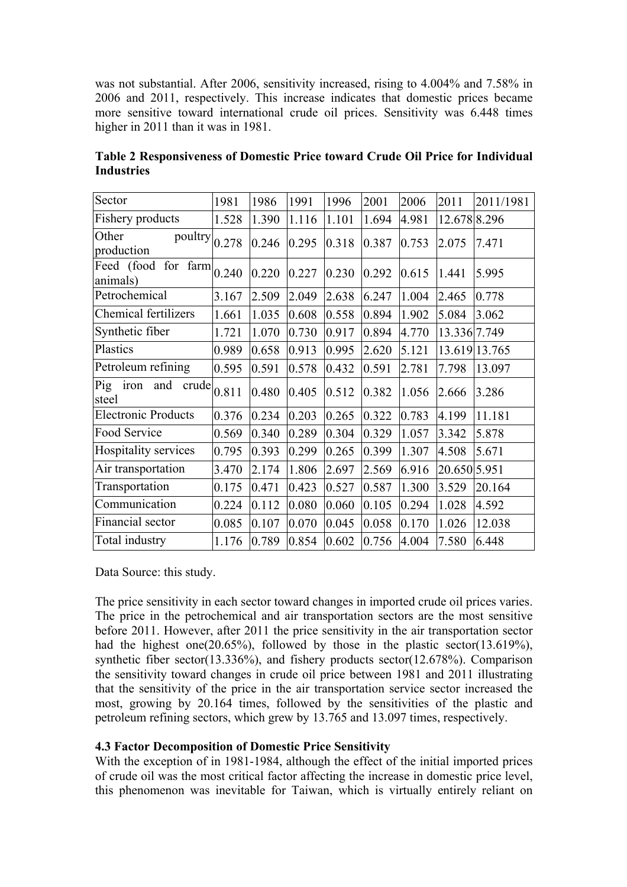was not substantial. After 2006, sensitivity increased, rising to 4.004% and 7.58% in 2006 and 2011, respectively. This increase indicates that domestic prices became more sensitive toward international crude oil prices. Sensitivity was 6.448 times higher in 2011 than it was in 1981.

**Table 2 Responsiveness of Domestic Price toward Crude Oil Price for Individual Industries**

| Sector | 1981 | 1986 | 1991 | 1996 | 2001 | 2006 | 2011 | 2011/1981 |
|---|---|---|---|---|---|---|---|---|
| Fishery products | 1.528 | 1.390 | 1.116 | 1.101 | 1.694 | 4.981 | 12.678 | 8.296 |
| Other poultry production | 0.278 | 0.246 | 0.295 | 0.318 | 0.387 | 0.753 | 2.075 | 7.471 |
| Feed (food for farm animals) | 0.240 | 0.220 | 0.227 | 0.230 | 0.292 | 0.615 | 1.441 | 5.995 |
| Petrochemical | 3.167 | 2.509 | 2.049 | 2.638 | 6.247 | 1.004 | 2.465 | 0.778 |
| Chemical fertilizers | 1.661 | 1.035 | 0.608 | 0.558 | 0.894 | 1.902 | 5.084 | 3.062 |
| Synthetic fiber | 1.721 | 1.070 | 0.730 | 0.917 | 0.894 | 4.770 | 13.336 | 7.749 |
| Plastics | 0.989 | 0.658 | 0.913 | 0.995 | 2.620 | 5.121 | 13.619 | 13.765 |
| Petroleum refining | 0.595 | 0.591 | 0.578 | 0.432 | 0.591 | 2.781 | 7.798 | 13.097 |
| Pig iron and crude steel | 0.811 | 0.480 | 0.405 | 0.512 | 0.382 | 1.056 | 2.666 | 3.286 |
| Electronic Products | 0.376 | 0.234 | 0.203 | 0.265 | 0.322 | 0.783 | 4.199 | 11.181 |
| Food Service | 0.569 | 0.340 | 0.289 | 0.304 | 0.329 | 1.057 | 3.342 | 5.878 |
| Hospitality services | 0.795 | 0.393 | 0.299 | 0.265 | 0.399 | 1.307 | 4.508 | 5.671 |
| Air transportation | 3.470 | 2.174 | 1.806 | 2.697 | 2.569 | 6.916 | 20.650 | 5.951 |
| Transportation | 0.175 | 0.471 | 0.423 | 0.527 | 0.587 | 1.300 | 3.529 | 20.164 |
| Communication | 0.224 | 0.112 | 0.080 | 0.060 | 0.105 | 0.294 | 1.028 | 4.592 |
| Financial sector | 0.085 | 0.107 | 0.070 | 0.045 | 0.058 | 0.170 | 1.026 | 12.038 |
| Total industry | 1.176 | 0.789 | 0.854 | 0.602 | 0.756 | 4.004 | 7.580 | 6.448 |

Data Source: this study.

The price sensitivity in each sector toward changes in imported crude oil prices varies. The price in the petrochemical and air transportation sectors are the most sensitive before 2011. However, after 2011 the price sensitivity in the air transportation sector had the highest one(20.65%), followed by those in the plastic sector(13.619%), synthetic fiber sector(13.336%), and fishery products sector(12.678%). Comparison the sensitivity toward changes in crude oil price between 1981 and 2011 illustrating that the sensitivity of the price in the air transportation service sector increased the most, growing by 20.164 times, followed by the sensitivities of the plastic and petroleum refining sectors, which grew by 13.765 and 13.097 times, respectively.

### 4.3 Factor Decomposition of Domestic Price Sensitivity

With the exception of in 1981-1984, although the effect of the initial imported prices of crude oil was the most critical factor affecting the increase in domestic price level, this phenomenon was inevitable for Taiwan, which is virtually entirely reliant on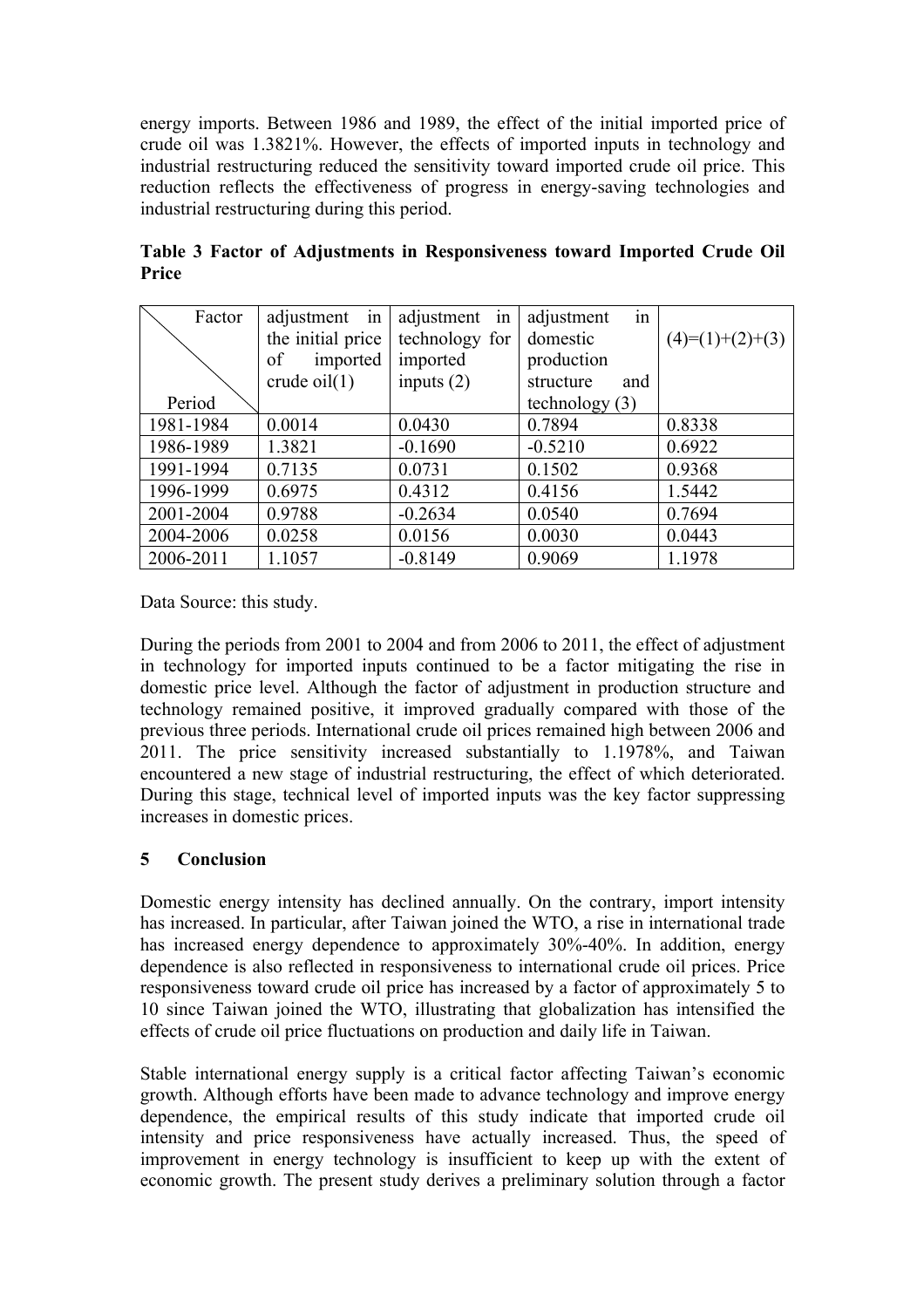energy imports. Between 1986 and 1989, the effect of the initial imported price of crude oil was 1.3821%. However, the effects of imported inputs in technology and industrial restructuring reduced the sensitivity toward imported crude oil price. This reduction reflects the effectiveness of progress in energy-saving technologies and industrial restructuring during this period.

**Table 3 Factor of Adjustments in Responsiveness toward Imported Crude Oil Price**

| Factor / Period | adjustment in the initial price of imported crude oil(1) | adjustment in technology for imported inputs (2) | adjustment in domestic production structure and technology (3) | (4)=(1)+(2)+(3) |
|---|---|---|---|---|
| 1981-1984 | 0.0014 | 0.0430 | 0.7894 | 0.8338 |
| 1986-1989 | 1.3821 | -0.1690 | -0.5210 | 0.6922 |
| 1991-1994 | 0.7135 | 0.0731 | 0.1502 | 0.9368 |
| 1996-1999 | 0.6975 | 0.4312 | 0.4156 | 1.5442 |
| 2001-2004 | 0.9788 | -0.2634 | 0.0540 | 0.7694 |
| 2004-2006 | 0.0258 | 0.0156 | 0.0030 | 0.0443 |
| 2006-2011 | 1.1057 | -0.8149 | 0.9069 | 1.1978 |

Data Source: this study.

During the periods from 2001 to 2004 and from 2006 to 2011, the effect of adjustment in technology for imported inputs continued to be a factor mitigating the rise in domestic price level. Although the factor of adjustment in production structure and technology remained positive, it improved gradually compared with those of the previous three periods. International crude oil prices remained high between 2006 and 2011. The price sensitivity increased substantially to 1.1978%, and Taiwan encountered a new stage of industrial restructuring, the effect of which deteriorated. During this stage, technical level of imported inputs was the key factor suppressing increases in domestic prices.

## 5 Conclusion

Domestic energy intensity has declined annually. On the contrary, import intensity has increased. In particular, after Taiwan joined the WTO, a rise in international trade has increased energy dependence to approximately 30%-40%. In addition, energy dependence is also reflected in responsiveness to international crude oil prices. Price responsiveness toward crude oil price has increased by a factor of approximately 5 to 10 since Taiwan joined the WTO, illustrating that globalization has intensified the effects of crude oil price fluctuations on production and daily life in Taiwan.

Stable international energy supply is a critical factor affecting Taiwan's economic growth. Although efforts have been made to advance technology and improve energy dependence, the empirical results of this study indicate that imported crude oil intensity and price responsiveness have actually increased. Thus, the speed of improvement in energy technology is insufficient to keep up with the extent of economic growth. The present study derives a preliminary solution through a factor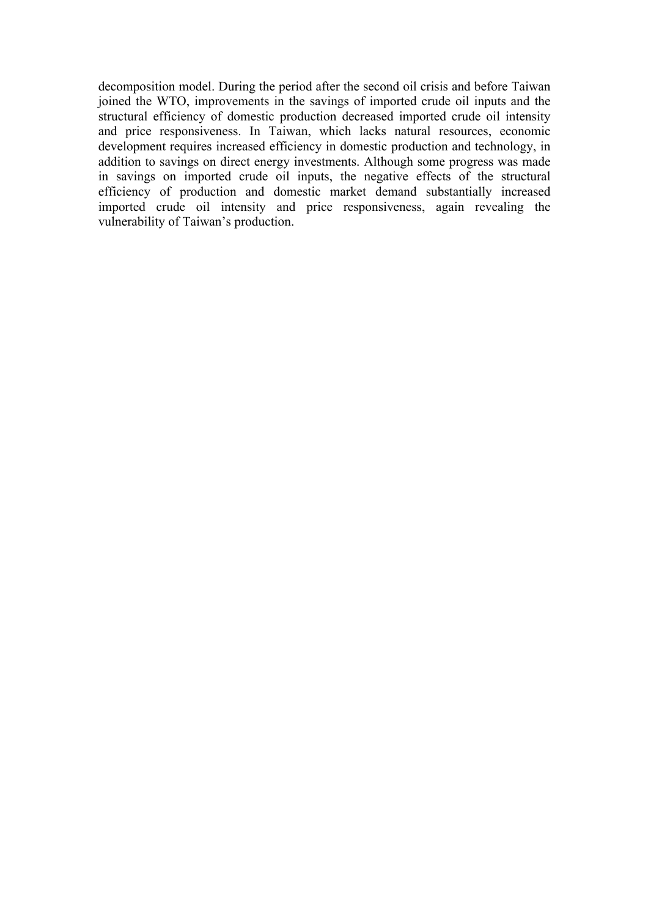decomposition model. During the period after the second oil crisis and before Taiwan joined the WTO, improvements in the savings of imported crude oil inputs and the structural efficiency of domestic production decreased imported crude oil intensity and price responsiveness. In Taiwan, which lacks natural resources, economic development requires increased efficiency in domestic production and technology, in addition to savings on direct energy investments. Although some progress was made in savings on imported crude oil inputs, the negative effects of the structural efficiency of production and domestic market demand substantially increased imported crude oil intensity and price responsiveness, again revealing the vulnerability of Taiwan's production.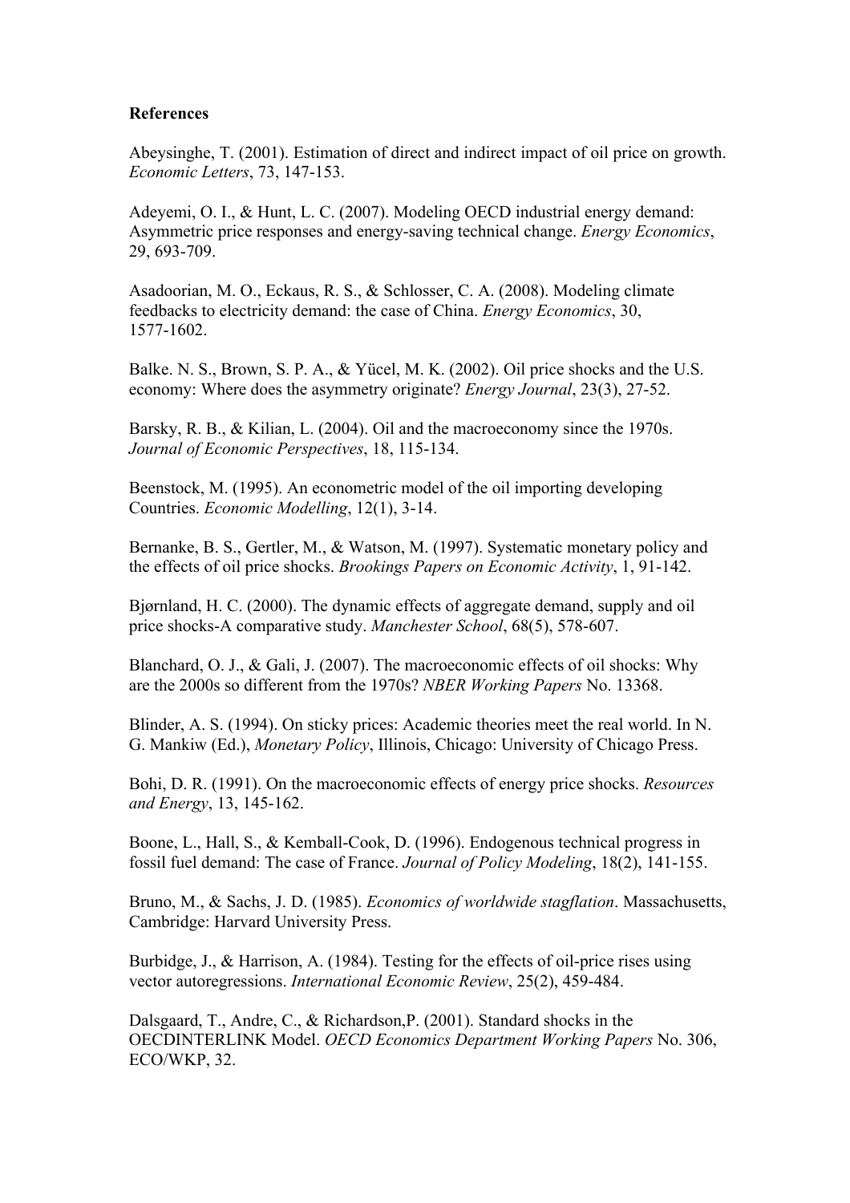**References**

Abeysinghe, T. (2001). Estimation of direct and indirect impact of oil price on growth. *Economic Letters*, 73, 147-153.

Adeyemi, O. I., & Hunt, L. C. (2007). Modeling OECD industrial energy demand: Asymmetric price responses and energy-saving technical change. *Energy Economics*, 29, 693-709.

Asadoorian, M. O., Eckaus, R. S., & Schlosser, C. A. (2008). Modeling climate feedbacks to electricity demand: the case of China. *Energy Economics*, 30, 1577-1602.

Balke. N. S., Brown, S. P. A., & Yücel, M. K. (2002). Oil price shocks and the U.S. economy: Where does the asymmetry originate? *Energy Journal*, 23(3), 27-52.

Barsky, R. B., & Kilian, L. (2004). Oil and the macroeconomy since the 1970s. *Journal of Economic Perspectives*, 18, 115-134.

Beenstock, M. (1995). An econometric model of the oil importing developing Countries. *Economic Modelling*, 12(1), 3-14.

Bernanke, B. S., Gertler, M., & Watson, M. (1997). Systematic monetary policy and the effects of oil price shocks. *Brookings Papers on Economic Activity*, 1, 91-142.

Bjørnland, H. C. (2000). The dynamic effects of aggregate demand, supply and oil price shocks-A comparative study. *Manchester School*, 68(5), 578-607.

Blanchard, O. J., & Gali, J. (2007). The macroeconomic effects of oil shocks: Why are the 2000s so different from the 1970s? *NBER Working Papers* No. 13368.

Blinder, A. S. (1994). On sticky prices: Academic theories meet the real world. In N. G. Mankiw (Ed.), *Monetary Policy*, Illinois, Chicago: University of Chicago Press.

Bohi, D. R. (1991). On the macroeconomic effects of energy price shocks. *Resources and Energy*, 13, 145-162.

Boone, L., Hall, S., & Kemball-Cook, D. (1996). Endogenous technical progress in fossil fuel demand: The case of France. *Journal of Policy Modeling*, 18(2), 141-155.

Bruno, M., & Sachs, J. D. (1985). *Economics of worldwide stagflation*. Massachusetts, Cambridge: Harvard University Press.

Burbidge, J., & Harrison, A. (1984). Testing for the effects of oil-price rises using vector autoregressions. *International Economic Review*, 25(2), 459-484.

Dalsgaard, T., Andre, C., & Richardson,P. (2001). Standard shocks in the OECDINTERLINK Model. *OECD Economics Department Working Papers* No. 306, ECO/WKP, 32.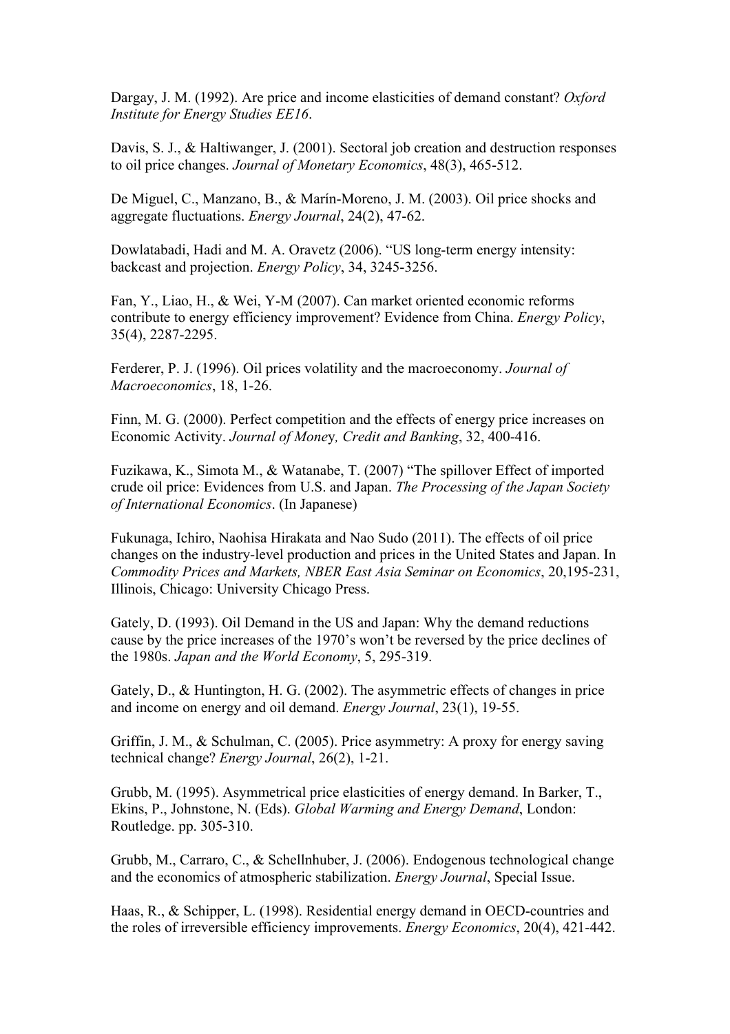Dargay, J. M. (1992). Are price and income elasticities of demand constant? *Oxford Institute for Energy Studies EE16*.

Davis, S. J., & Haltiwanger, J. (2001). Sectoral job creation and destruction responses to oil price changes. *Journal of Monetary Economics*, 48(3), 465-512.

De Miguel, C., Manzano, B., & Marín-Moreno, J. M. (2003). Oil price shocks and aggregate fluctuations. *Energy Journal*, 24(2), 47-62.

Dowlatabadi, Hadi and M. A. Oravetz (2006). "US long-term energy intensity: backcast and projection. *Energy Policy*, 34, 3245-3256.

Fan, Y., Liao, H., & Wei, Y-M (2007). Can market oriented economic reforms contribute to energy efficiency improvement? Evidence from China. *Energy Policy*, 35(4), 2287-2295.

Ferderer, P. J. (1996). Oil prices volatility and the macroeconomy. *Journal of Macroeconomics*, 18, 1-26.

Finn, M. G. (2000). Perfect competition and the effects of energy price increases on Economic Activity. *Journal of Money, Credit and Banking*, 32, 400-416.

Fuzikawa, K., Simota M., & Watanabe, T. (2007) "The spillover Effect of imported crude oil price: Evidences from U.S. and Japan. *The Processing of the Japan Society of International Economics*. (In Japanese)

Fukunaga, Ichiro, Naohisa Hirakata and Nao Sudo (2011). The effects of oil price changes on the industry-level production and prices in the United States and Japan. In *Commodity Prices and Markets, NBER East Asia Seminar on Economics*, 20,195-231, Illinois, Chicago: University Chicago Press.

Gately, D. (1993). Oil Demand in the US and Japan: Why the demand reductions cause by the price increases of the 1970's won't be reversed by the price declines of the 1980s. *Japan and the World Economy*, 5, 295-319.

Gately, D., & Huntington, H. G. (2002). The asymmetric effects of changes in price and income on energy and oil demand. *Energy Journal*, 23(1), 19-55.

Griffin, J. M., & Schulman, C. (2005). Price asymmetry: A proxy for energy saving technical change? *Energy Journal*, 26(2), 1-21.

Grubb, M. (1995). Asymmetrical price elasticities of energy demand. In Barker, T., Ekins, P., Johnstone, N. (Eds). *Global Warming and Energy Demand*, London: Routledge. pp. 305-310.

Grubb, M., Carraro, C., & Schellnhuber, J. (2006). Endogenous technological change and the economics of atmospheric stabilization. *Energy Journal*, Special Issue.

Haas, R., & Schipper, L. (1998). Residential energy demand in OECD-countries and the roles of irreversible efficiency improvements. *Energy Economics*, 20(4), 421-442.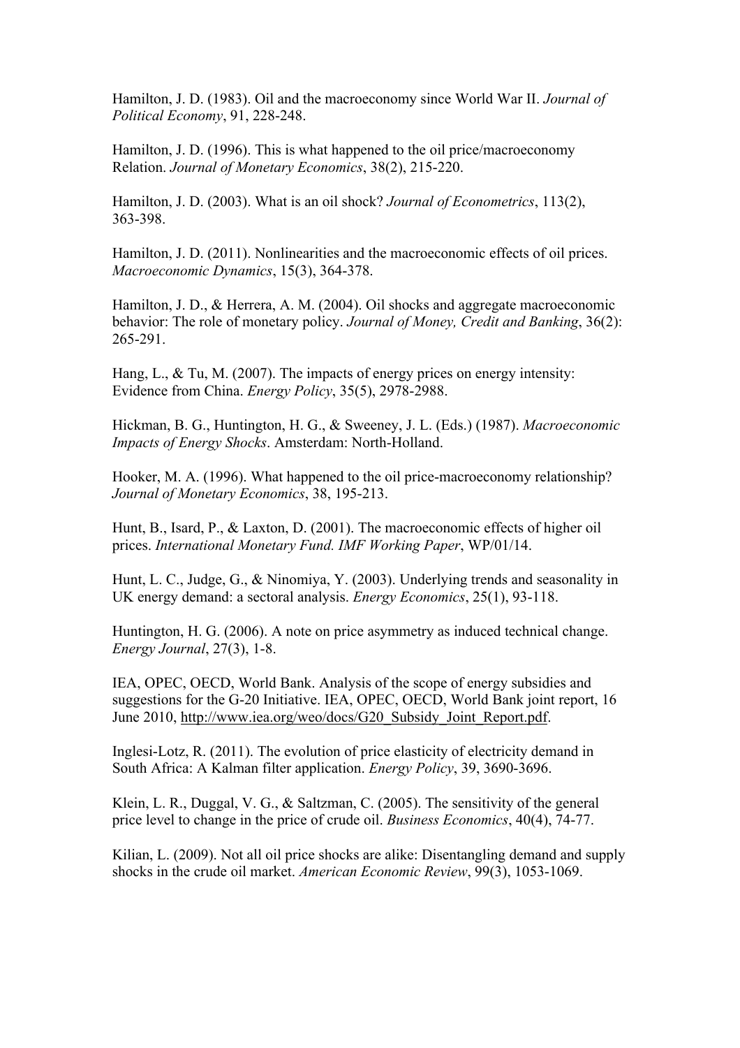Hamilton, J. D. (1983). Oil and the macroeconomy since World War II. *Journal of Political Economy*, 91, 228-248.

Hamilton, J. D. (1996). This is what happened to the oil price/macroeconomy Relation. *Journal of Monetary Economics*, 38(2), 215-220.

Hamilton, J. D. (2003). What is an oil shock? *Journal of Econometrics*, 113(2), 363-398.

Hamilton, J. D. (2011). Nonlinearities and the macroeconomic effects of oil prices. *Macroeconomic Dynamics*, 15(3), 364-378.

Hamilton, J. D., & Herrera, A. M. (2004). Oil shocks and aggregate macroeconomic behavior: The role of monetary policy. *Journal of Money, Credit and Banking*, 36(2): 265-291.

Hang, L., & Tu, M. (2007). The impacts of energy prices on energy intensity: Evidence from China. *Energy Policy*, 35(5), 2978-2988.

Hickman, B. G., Huntington, H. G., & Sweeney, J. L. (Eds.) (1987). *Macroeconomic Impacts of Energy Shocks*. Amsterdam: North-Holland.

Hooker, M. A. (1996). What happened to the oil price-macroeconomy relationship? *Journal of Monetary Economics*, 38, 195-213.

Hunt, B., Isard, P., & Laxton, D. (2001). The macroeconomic effects of higher oil prices. *International Monetary Fund. IMF Working Paper*, WP/01/14.

Hunt, L. C., Judge, G., & Ninomiya, Y. (2003). Underlying trends and seasonality in UK energy demand: a sectoral analysis. *Energy Economics*, 25(1), 93-118.

Huntington, H. G. (2006). A note on price asymmetry as induced technical change. *Energy Journal*, 27(3), 1-8.

IEA, OPEC, OECD, World Bank. Analysis of the scope of energy subsidies and suggestions for the G-20 Initiative. IEA, OPEC, OECD, World Bank joint report, 16 June 2010, http://www.iea.org/weo/docs/G20_Subsidy_Joint_Report.pdf.

Inglesi-Lotz, R. (2011). The evolution of price elasticity of electricity demand in South Africa: A Kalman filter application. *Energy Policy*, 39, 3690-3696.

Klein, L. R., Duggal, V. G., & Saltzman, C. (2005). The sensitivity of the general price level to change in the price of crude oil. *Business Economics*, 40(4), 74-77.

Kilian, L. (2009). Not all oil price shocks are alike: Disentangling demand and supply shocks in the crude oil market. *American Economic Review*, 99(3), 1053-1069.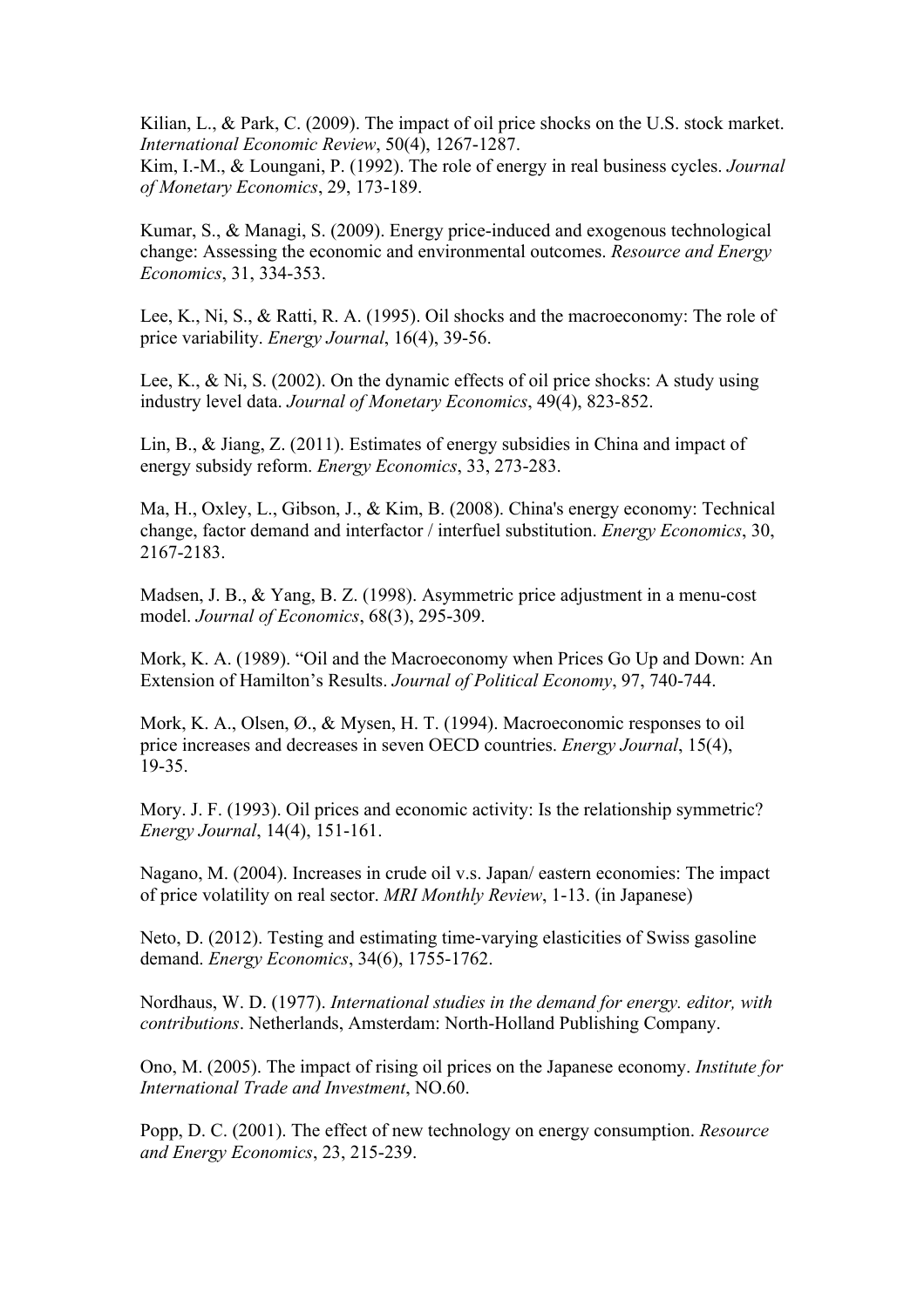Kilian, L., & Park, C. (2009). The impact of oil price shocks on the U.S. stock market. *International Economic Review*, 50(4), 1267-1287.
Kim, I.-M., & Loungani, P. (1992). The role of energy in real business cycles. *Journal of Monetary Economics*, 29, 173-189.

Kumar, S., & Managi, S. (2009). Energy price-induced and exogenous technological change: Assessing the economic and environmental outcomes. *Resource and Energy Economics*, 31, 334-353.

Lee, K., Ni, S., & Ratti, R. A. (1995). Oil shocks and the macroeconomy: The role of price variability. *Energy Journal*, 16(4), 39-56.

Lee, K., & Ni, S. (2002). On the dynamic effects of oil price shocks: A study using industry level data. *Journal of Monetary Economics*, 49(4), 823-852.

Lin, B., & Jiang, Z. (2011). Estimates of energy subsidies in China and impact of energy subsidy reform. *Energy Economics*, 33, 273-283.

Ma, H., Oxley, L., Gibson, J., & Kim, B. (2008). China's energy economy: Technical change, factor demand and interfactor / interfuel substitution. *Energy Economics*, 30, 2167-2183.

Madsen, J. B., & Yang, B. Z. (1998). Asymmetric price adjustment in a menu-cost model. *Journal of Economics*, 68(3), 295-309.

Mork, K. A. (1989). "Oil and the Macroeconomy when Prices Go Up and Down: An Extension of Hamilton's Results. *Journal of Political Economy*, 97, 740-744.

Mork, K. A., Olsen, Ø., & Mysen, H. T. (1994). Macroeconomic responses to oil price increases and decreases in seven OECD countries. *Energy Journal*, 15(4), 19-35.

Mory. J. F. (1993). Oil prices and economic activity: Is the relationship symmetric? *Energy Journal*, 14(4), 151-161.

Nagano, M. (2004). Increases in crude oil v.s. Japan/ eastern economies: The impact of price volatility on real sector. *MRI Monthly Review*, 1-13. (in Japanese)

Neto, D. (2012). Testing and estimating time-varying elasticities of Swiss gasoline demand. *Energy Economics*, 34(6), 1755-1762.

Nordhaus, W. D. (1977). *International studies in the demand for energy. editor, with contributions*. Netherlands, Amsterdam: North-Holland Publishing Company.

Ono, M. (2005). The impact of rising oil prices on the Japanese economy. *Institute for International Trade and Investment*, NO.60.

Popp, D. C. (2001). The effect of new technology on energy consumption. *Resource and Energy Economics*, 23, 215-239.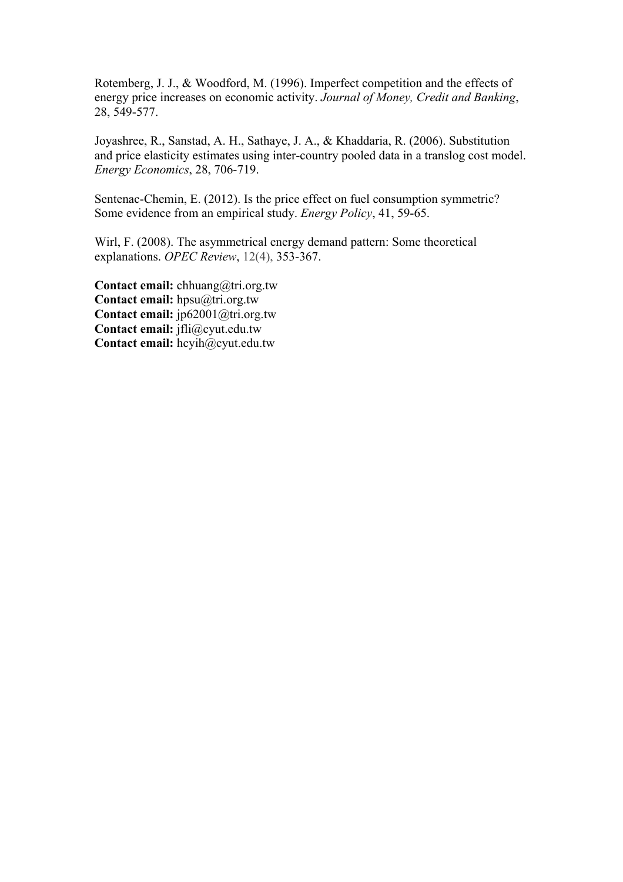Rotemberg, J. J., & Woodford, M. (1996). Imperfect competition and the effects of energy price increases on economic activity. *Journal of Money, Credit and Banking*, 28, 549-577.

Joyashree, R., Sanstad, A. H., Sathaye, J. A., & Khaddaria, R. (2006). Substitution and price elasticity estimates using inter-country pooled data in a translog cost model. *Energy Economics*, 28, 706-719.

Sentenac-Chemin, E. (2012). Is the price effect on fuel consumption symmetric? Some evidence from an empirical study. *Energy Policy*, 41, 59-65.

Wirl, F. (2008). The asymmetrical energy demand pattern: Some theoretical explanations. *OPEC Review*, 12(4), 353-367.

**Contact email:** chhuang@tri.org.tw
**Contact email:** hpsu@tri.org.tw
**Contact email:** jp62001@tri.org.tw
**Contact email:** jfli@cyut.edu.tw
**Contact email:** hcyih@cyut.edu.tw